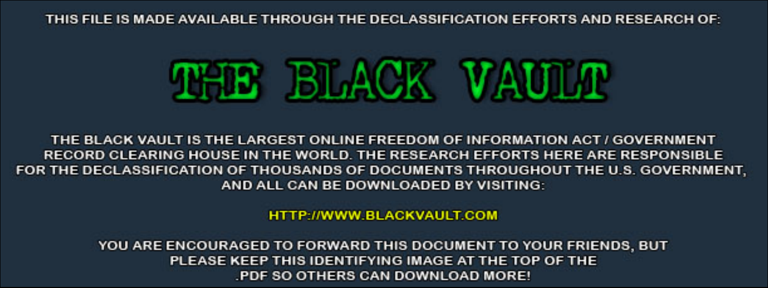THIS FILE IS MADE AVAILABLE THROUGH THE DECLASSIFICATION EFFORTS AND RESEARCH OF:

# THE BLACK VAULT

THE BLACK VAULT IS THE LARGEST ONLINE FREEDOM OF INFORMATION ACT / GOVERNMENT RECORD CLEARING HOUSE IN THE WORLD. THE RESEARCH EFFORTS HERE ARE RESPONSIBLE FOR THE DECLASSIFICATION OF THOUSANDS OF DOCUMENTS THROUGHOUT THE U.S. GOVERNMENT, AND ALL CAN BE DOWNLOADED BY VISITING:

HTTP://WWW.BLACKVAULT.COM

YOU ARE ENCOURAGED TO FORWARD THIS DOCUMENT TO YOUR FRIENDS, BUT PLEASE KEEP THIS IDENTIFYING IMAGE AT THE TOP OF THE .PDF SO OTHERS CAN DOWNLOAD MORE!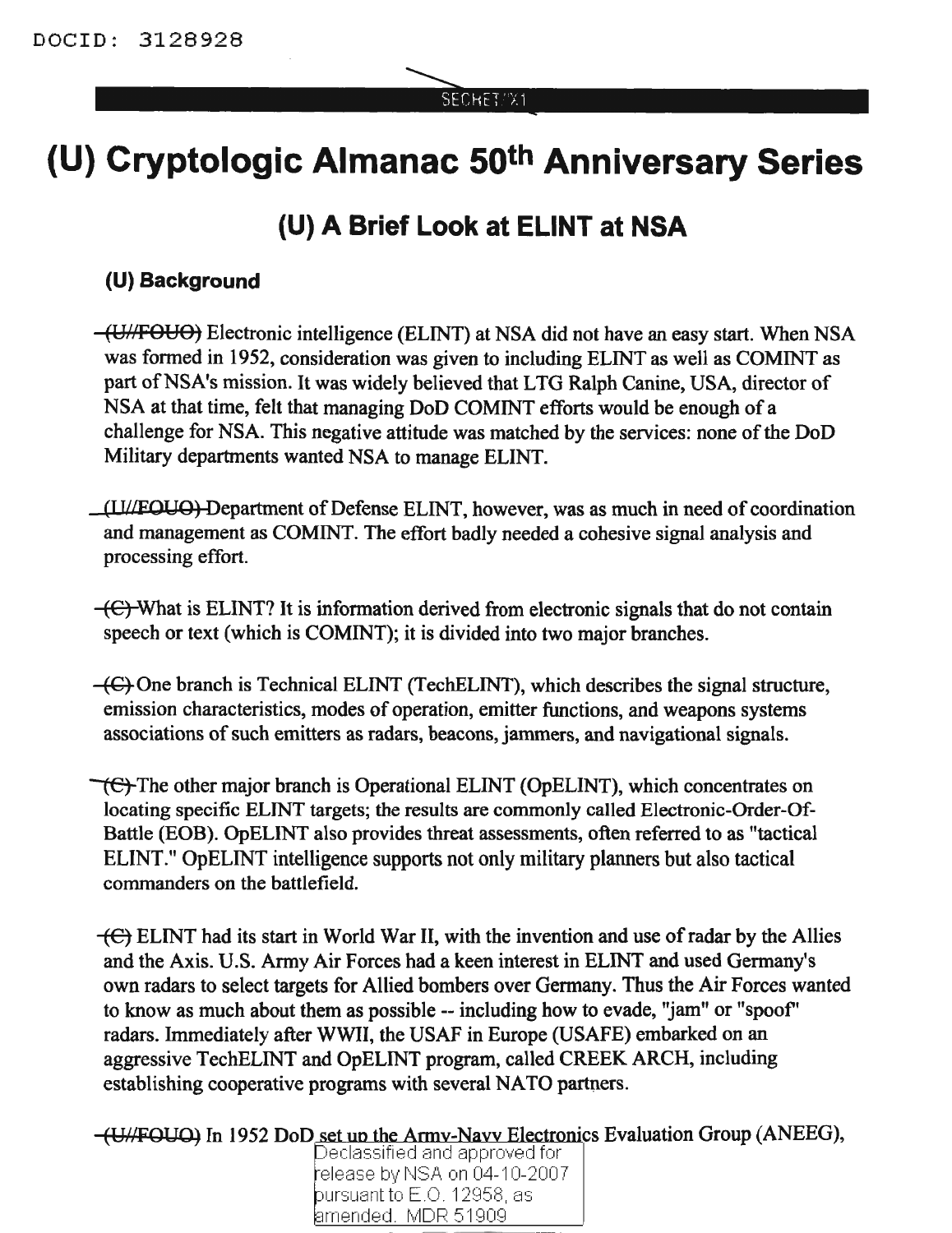# (U) Cryptologic Almanac 50th Anniversary Series

## (U) A Brief Look at ELINT at NSA

### (U) Background

(U//FOUO) Electronic intelligence (ELINT) at NSA did not have an easy start. When NSA was formed in 1952, consideration was given to including ELINT as well as COMINT as part of NSA's mission. It was widely believed that LTG Ralph Canine, USA, director of NSA at that time, felt that managing DoD COMINT efforts would be enough of a challenge for NSA. This negative attitude was matched by the services: none of the DoD Military departments wanted NSA to manage ELINT.

(U//FOUO) Department of Defense ELINT, however, was as much in need of coordination and management as COMINT. The effort badly needed a cohesive signal analysis and processing effort.

(C) What is ELINT? It is information derived from electronic signals that do not contain speech or text (which is COMINT); it is divided into two major branches.

(C) One branch is Technical ELINT (TechELINT), which describes the signal structure, emission characteristics, modes of operation, emitter functions, and weapons systems associations of such emitters as radars, beacons, jammers, and navigational signals.

(C) The other major branch is Operational ELINT (OpELINT), which concentrates on locating specific ELINT targets; the results are commonly called Electronic-Order-Of-Battle (EOB). OpELINT also provides threat assessments, often referred to as "tactical ELINT." OpELINT intelligence supports not only military planners but also tactical commanders on the battlefield.

(C) ELINT had its start in World War II, with the invention and use of radar by the Allies and the Axis. U.S. Army Air Forces had a keen interest in ELINT and used Germany's own radars to select targets for Allied bombers over Germany. Thus the Air Forces wanted to know as much about them as possible -- including how to evade, "jam" or "spoof" radars. Immediately after WWII, the USAF in Europe (USAFE) embarked on an aggressive TechELINT and OpELINT program, called CREEK ARCH, including establishing cooperative programs with several NATO partners.

(U//FOUO) In 1952 DoD set up the Army-Navy Electronics Evaluation Group (ANEEG),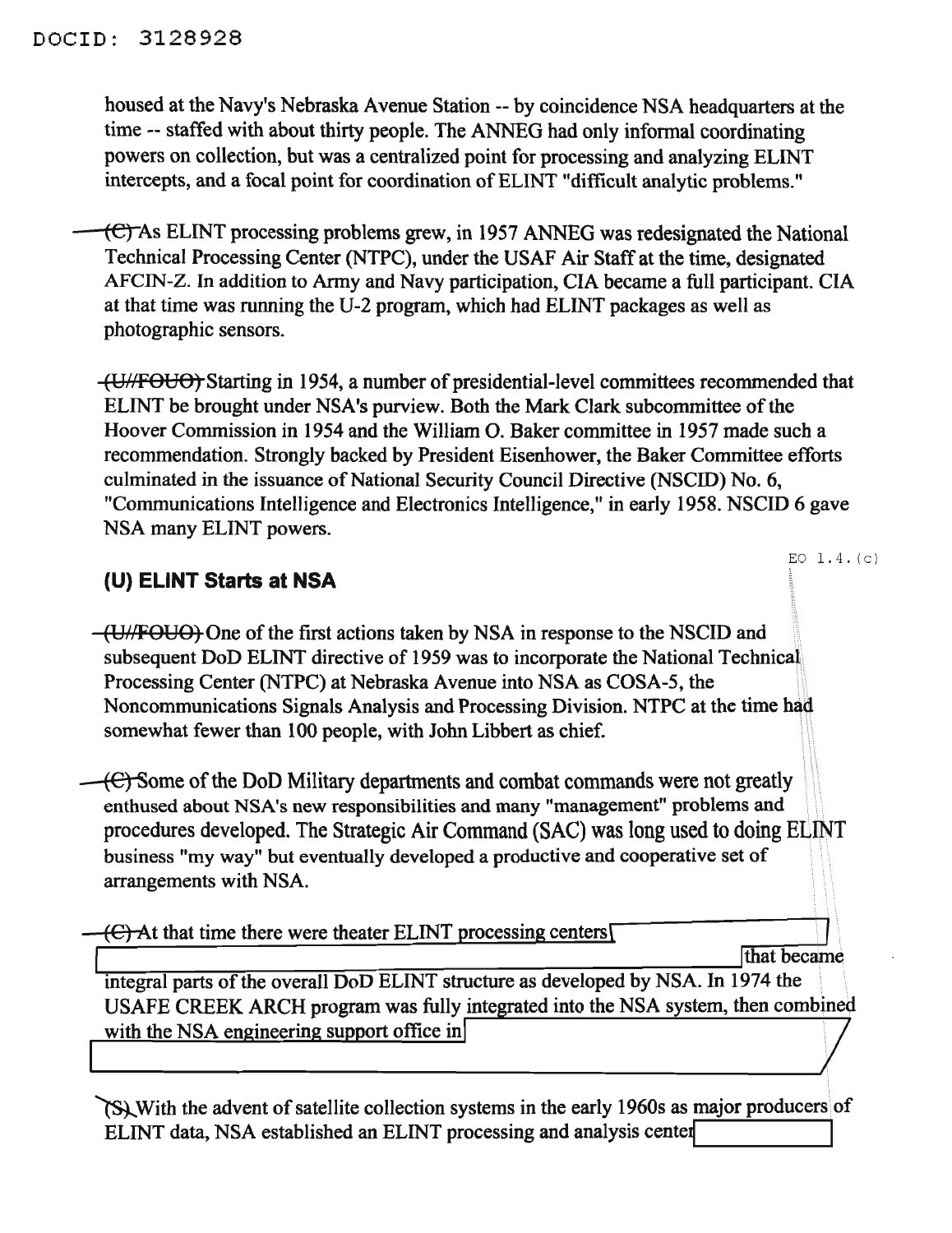housed at the Navy's Nebraska Avenue Station -- by coincidence NSA headquarters at the time -- staffed with about thirty people. The ANNEG had only informal coordinating powers on collection, but was a centralized point for processing and analyzing ELINT intercepts, and a focal point for coordination of ELINT "difficult analytic problems."

~~(C)~~ As ELINT processing problems grew, in 1957 ANNEG was redesignated the National Technical Processing Center (NTPC), under the USAF Air Staff at the time, designated AFCIN-Z. In addition to Army and Navy participation, CIA became a full participant. CIA at that time was running the U-2 program, which had ELINT packages as well as photographic sensors.

~~(U//FOUO)~~ Starting in 1954, a number of presidential-level committees recommended that ELINT be brought under NSA's purview. Both the Mark Clark subcommittee of the Hoover Commission in 1954 and the William O. Baker committee in 1957 made such a recommendation. Strongly backed by President Eisenhower, the Baker Committee efforts culminated in the issuance of National Security Council Directive (NSCID) No. 6, "Communications Intelligence and Electronics Intelligence," in early 1958. NSCID 6 gave NSA many ELINT powers.

EO 1.4.(c)

## (U) ELINT Starts at NSA

~~(U//FOUO)~~ One of the first actions taken by NSA in response to the NSCID and subsequent DoD ELINT directive of 1959 was to incorporate the National Technical Processing Center (NTPC) at Nebraska Avenue into NSA as COSA-5, the Noncommunications Signals Analysis and Processing Division. NTPC at the time had somewhat fewer than 100 people, with John Libbert as chief.

~~(C)~~ Some of the DoD Military departments and combat commands were not greatly enthused about NSA's new responsibilities and many "management" problems and procedures developed. The Strategic Air Command (SAC) was long used to doing ELINT business "my way" but eventually developed a productive and cooperative set of arrangements with NSA.

~~(C)~~ At that time there were theater ELINT processing centers [REDACTED] that became integral parts of the overall DoD ELINT structure as developed by NSA. In 1974 the USAFE CREEK ARCH program was fully integrated into the NSA system, then combined with the NSA engineering support office in [REDACTED]

~~(S)~~ With the advent of satellite collection systems in the early 1960s as major producers of ELINT data, NSA established an ELINT processing and analysis center [REDACTED]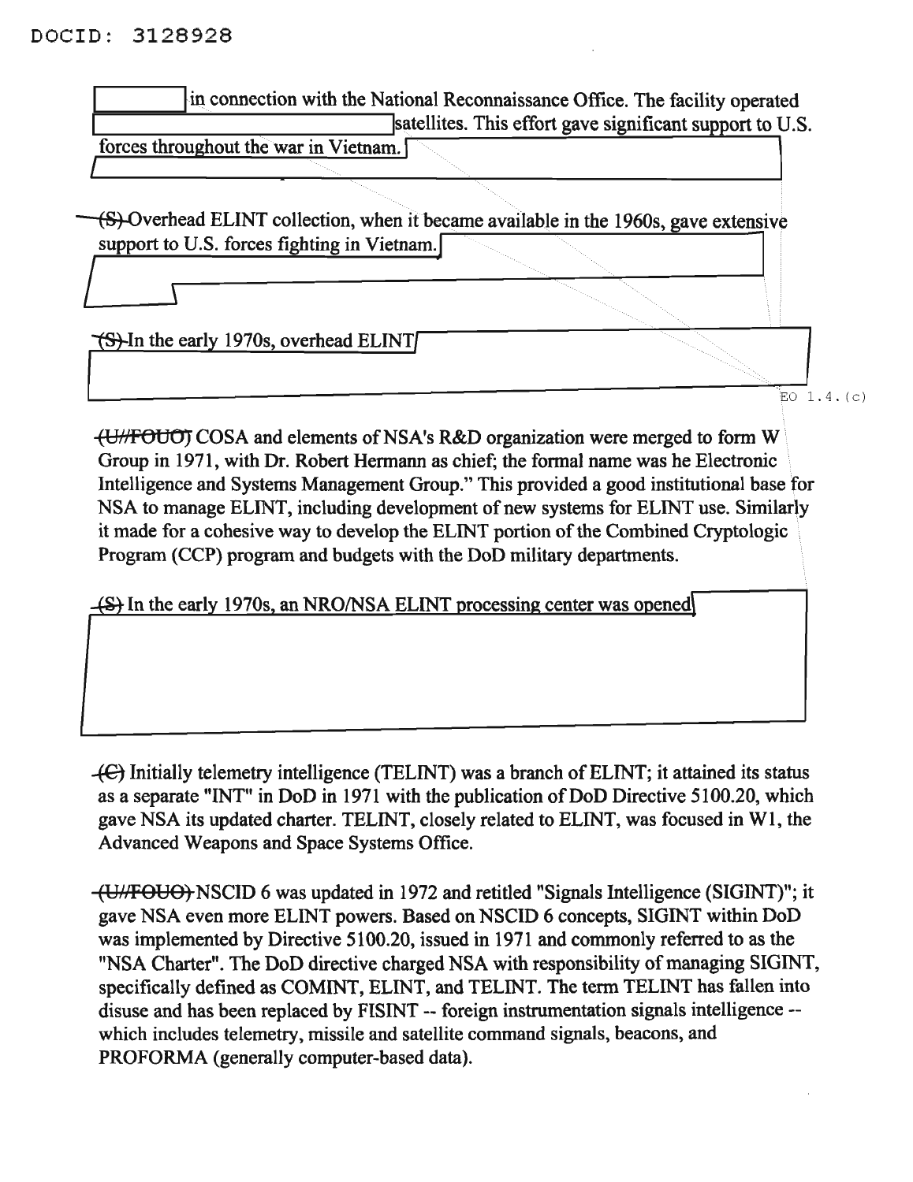in connection with the National Reconnaissance Office. The facility operated satellites. This effort gave significant support to U.S. forces throughout the war in Vietnam.

~~(S)~~ Overhead ELINT collection, when it became available in the 1960s, gave extensive support to U.S. forces fighting in Vietnam.

~~(S)~~ In the early 1970s, overhead ELINT

EO 1.4.(c)

~~(U//FOUO)~~ COSA and elements of NSA's R&D organization were merged to form W Group in 1971, with Dr. Robert Hermann as chief; the formal name was he Electronic Intelligence and Systems Management Group." This provided a good institutional base for NSA to manage ELINT, including development of new systems for ELINT use. Similarly it made for a cohesive way to develop the ELINT portion of the Combined Cryptologic Program (CCP) program and budgets with the DoD military departments.

~~(S)~~ In the early 1970s, an NRO/NSA ELINT processing center was opened

~~(C)~~ Initially telemetry intelligence (TELINT) was a branch of ELINT; it attained its status as a separate "INT" in DoD in 1971 with the publication of DoD Directive 5100.20, which gave NSA its updated charter. TELINT, closely related to ELINT, was focused in W1, the Advanced Weapons and Space Systems Office.

~~(U//FOUO)~~ NSCID 6 was updated in 1972 and retitled "Signals Intelligence (SIGINT)"; it gave NSA even more ELINT powers. Based on NSCID 6 concepts, SIGINT within DoD was implemented by Directive 5100.20, issued in 1971 and commonly referred to as the "NSA Charter". The DoD directive charged NSA with responsibility of managing SIGINT, specifically defined as COMINT, ELINT, and TELINT. The term TELINT has fallen into disuse and has been replaced by FISINT -- foreign instrumentation signals intelligence -- which includes telemetry, missile and satellite command signals, beacons, and PROFORMA (generally computer-based data).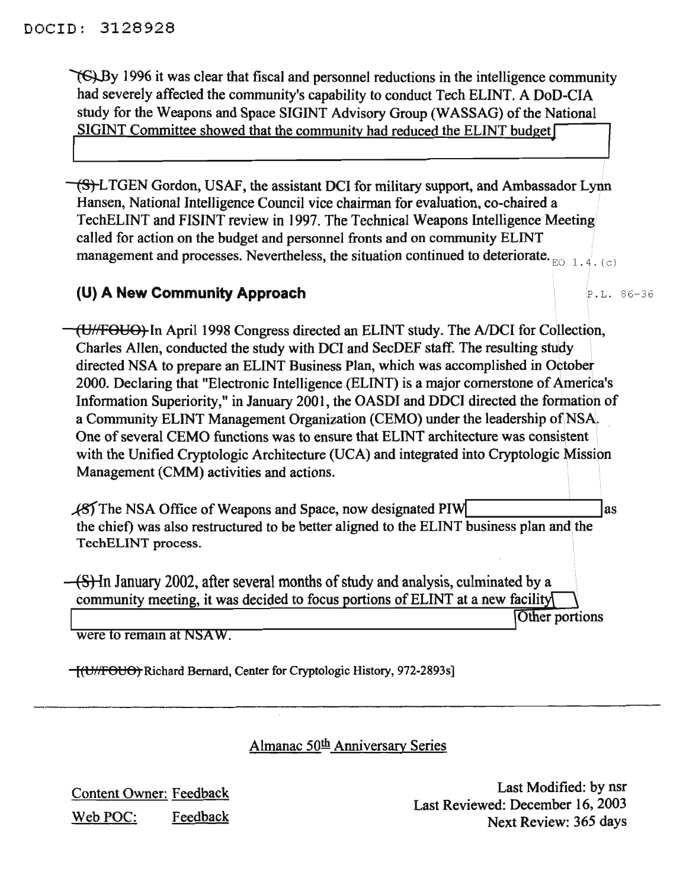DOCID: 3128928

~~(S)~~ By 1996 it was clear that fiscal and personnel reductions in the intelligence community had severely affected the community's capability to conduct Tech ELINT. A DoD-CIA study for the Weapons and Space SIGINT Advisory Group (WASSAG) of the National SIGINT Committee showed that the community had reduced the ELINT budget

~~(S)~~ LTGEN Gordon, USAF, the assistant DCI for military support, and Ambassador Lynn Hansen, National Intelligence Council vice chairman for evaluation, co-chaired a TechELINT and FISINT review in 1997. The Technical Weapons Intelligence Meeting called for action on the budget and personnel fronts and on community ELINT management and processes. Nevertheless, the situation continued to deteriorate.

EO 1.4.(c)

P.L. 86-36

## (U) A New Community Approach

~~(U//FOUO)~~ In April 1998 Congress directed an ELINT study. The A/DCI for Collection, Charles Allen, conducted the study with DCI and SecDEF staff. The resulting study directed NSA to prepare an ELINT Business Plan, which was accomplished in October 2000. Declaring that "Electronic Intelligence (ELINT) is a major cornerstone of America's Information Superiority," in January 2001, the OASDI and DDCI directed the formation of a Community ELINT Management Organization (CEMO) under the leadership of NSA. One of several CEMO functions was to ensure that ELINT architecture was consistent with the Unified Cryptologic Architecture (UCA) and integrated into Cryptologic Mission Management (CMM) activities and actions.

~~(S)~~ The NSA Office of Weapons and Space, now designated PIW as the chief) was also restructured to be better aligned to the ELINT business plan and the TechELINT process.

~~(S)~~ In January 2002, after several months of study and analysis, culminated by a community meeting, it was decided to focus portions of ELINT at a new facility Other portions were to remain at NSAW.

[~~(U//FOUO)~~ Richard Bernard, Center for Cryptologic History, 972-2893s]

---

Almanac 50th Anniversary Series

Content Owner: Feedback

Web POC: Feedback

Last Modified: by nsr

Last Reviewed: December 16, 2003

Next Review: 365 days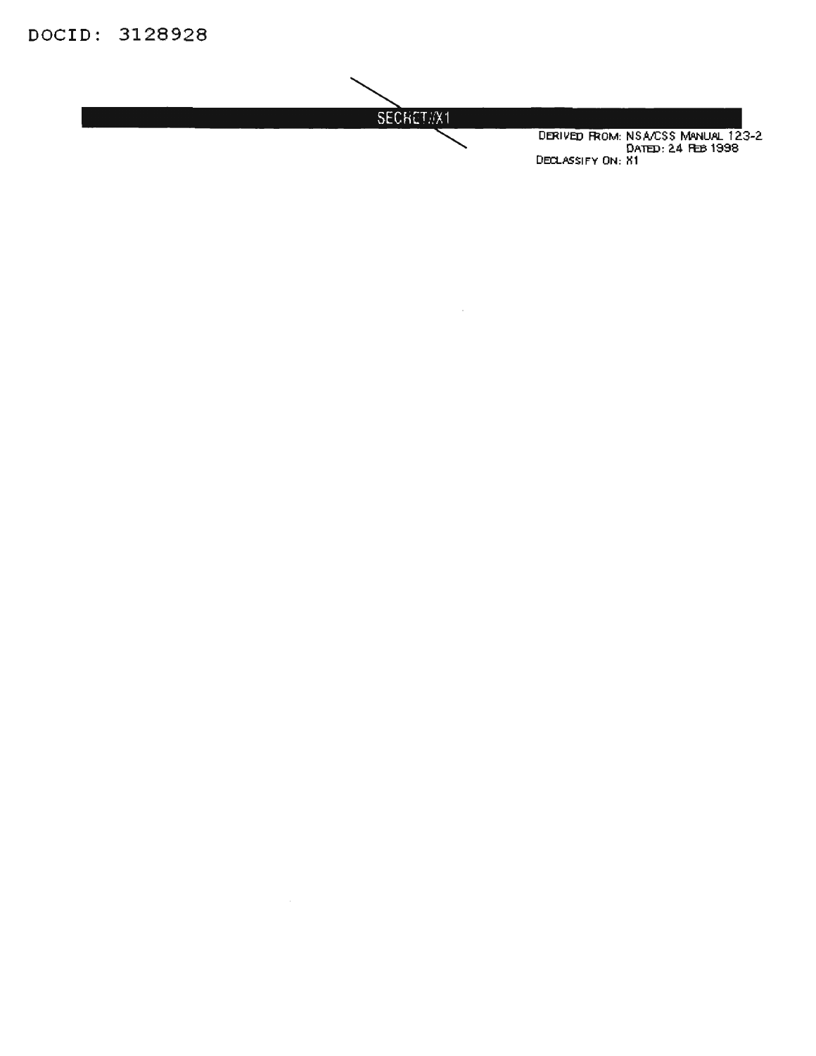DOCID: 3128928

SECRET//X1

DERIVED FROM: NSA/CSS MANUAL 123-2
DATED: 24 FEB 1998
DECLASSIFY ON: X1